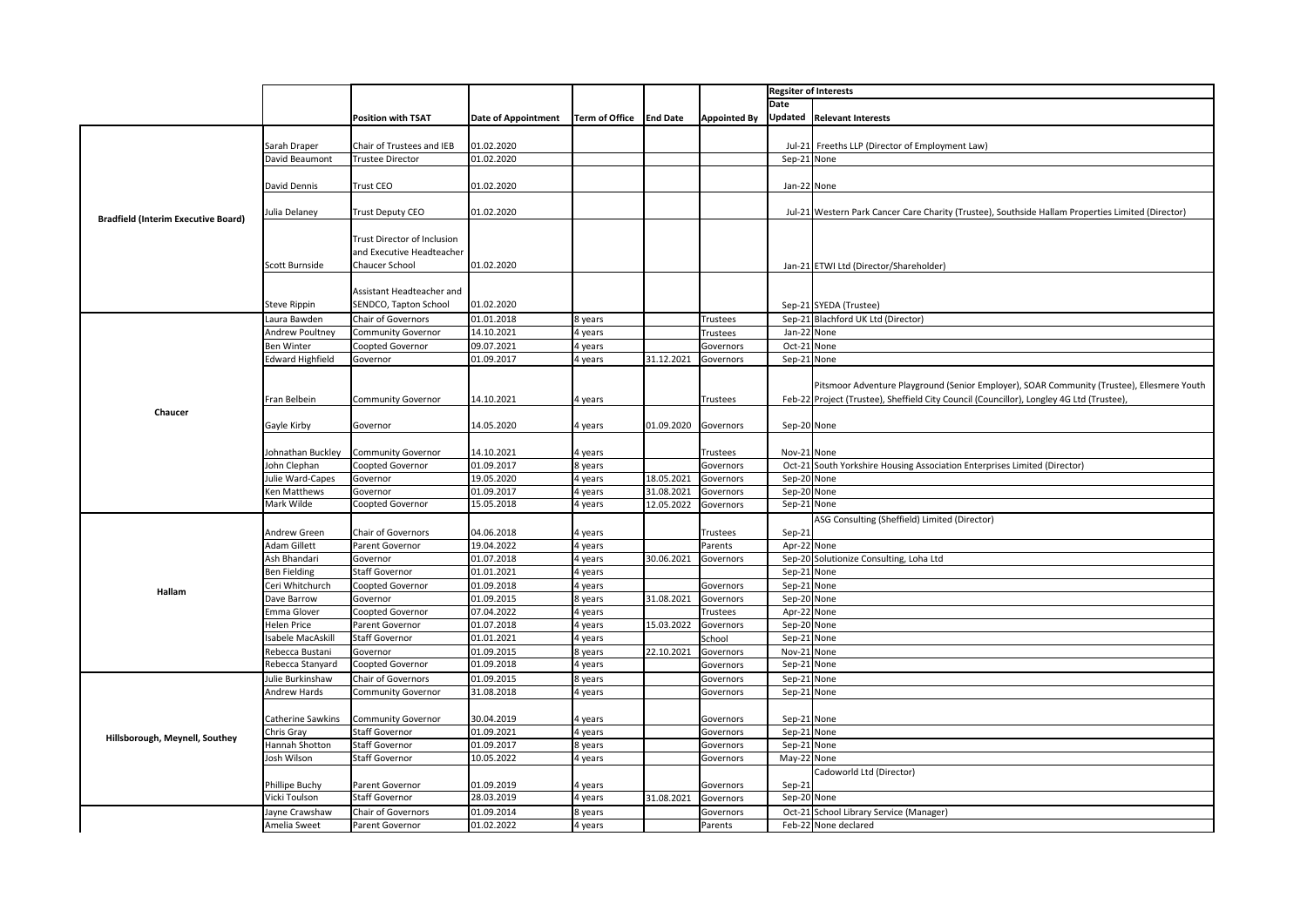| | | Position with TSAT | Date of Appointment | Term of Office | End Date | Appointed By | Regsiter of Interests | |
|---|---|---|---|---|---|---|---|---|
| | | | | | | | Date Updated | Relevant Interests |
| Bradfield (Interim Executive Board) | Sarah Draper | Chair of Trustees and IEB | 01.02.2020 | | | | Jul-21 | Freeths LLP (Director of Employment Law) |
| | David Beaumont | Trustee Director | 01.02.2020 | | | | Sep-21 | None |
| | David Dennis | Trust CEO | 01.02.2020 | | | | Jan-22 | None |
| | Julia Delaney | Trust Deputy CEO | 01.02.2020 | | | | Jul-21 | Western Park Cancer Care Charity (Trustee), Southside Hallam Properties Limited (Director) |
| | Scott Burnside | Trust Director of Inclusion and Executive Headteacher Chaucer School | 01.02.2020 | | | | Jan-21 | ETWI Ltd (Director/Shareholder) |
| | Steve Rippin | Assistant Headteacher and SENDCO, Tapton School | 01.02.2020 | | | | Sep-21 | SYEDA (Trustee) |
| Chaucer | Laura Bawden | Chair of Governors | 01.01.2018 | 8 years | | Trustees | Sep-21 | Blachford UK Ltd (Director) |
| | Andrew Poultney | Community Governor | 14.10.2021 | 4 years | | Trustees | Jan-22 | None |
| | Ben Winter | Coopted Governor | 09.07.2021 | 4 years | | Governors | Oct-21 | None |
| | Edward Highfield | Governor | 01.09.2017 | 4 years | 31.12.2021 | Governors | Sep-21 | None |
| | Fran Belbein | Community Governor | 14.10.2021 | 4 years | | Trustees | Feb-22 | Pitsmoor Adventure Playground (Senior Employer), SOAR Community (Trustee), Ellesmere Youth Project (Trustee), Sheffield City Council (Councillor), Longley 4G Ltd (Trustee), |
| | Gayle Kirby | Governor | 14.05.2020 | 4 years | 01.09.2020 | Governors | Sep-20 | None |
| | Johnathan Buckley | Community Governor | 14.10.2021 | 4 years | | Trustees | Nov-21 | None |
| | John Clephan | Coopted Governor | 01.09.2017 | 8 years | | Governors | Oct-21 | South Yorkshire Housing Association Enterprises Limited (Director) |
| | Julie Ward-Capes | Governor | 19.05.2020 | 4 years | 18.05.2021 | Governors | Sep-20 | None |
| | Ken Matthews | Governor | 01.09.2017 | 4 years | 31.08.2021 | Governors | Sep-20 | None |
| | Mark Wilde | Coopted Governor | 15.05.2018 | 4 years | 12.05.2022 | Governors | Sep-21 | None |
| Hallam | Andrew Green | Chair of Governors | 04.06.2018 | 4 years | | Trustees | Sep-21 | ASG Consulting (Sheffield) Limited (Director) |
| | Adam Gillett | Parent Governor | 19.04.2022 | 4 years | | Parents | Apr-22 | None |
| | Ash Bhandari | Governor | 01.07.2018 | 4 years | 30.06.2021 | Governors | Sep-20 | Solutionize Consulting, Loha Ltd |
| | Ben Fielding | Staff Governor | 01.01.2021 | 4 years | | | Sep-21 | None |
| | Ceri Whitchurch | Coopted Governor | 01.09.2018 | 4 years | | Governors | Sep-21 | None |
| | Dave Barrow | Governor | 01.09.2015 | 8 years | 31.08.2021 | Governors | Sep-20 | None |
| | Emma Glover | Coopted Governor | 07.04.2022 | 4 years | | Trustees | Apr-22 | None |
| | Helen Price | Parent Governor | 01.07.2018 | 4 years | 15.03.2022 | Governors | Sep-20 | None |
| | Isabele MacAskill | Staff Governor | 01.01.2021 | 4 years | | School | Sep-21 | None |
| | Rebecca Bustani | Governor | 01.09.2015 | 8 years | 22.10.2021 | Governors | Nov-21 | None |
| | Rebecca Stanyard | Coopted Governor | 01.09.2018 | 4 years | | Governors | Sep-21 | None |
| Hillsborough, Meynell, Southey | Julie Burkinshaw | Chair of Governors | 01.09.2015 | 8 years | | Governors | Sep-21 | None |
| | Andrew Hards | Community Governor | 31.08.2018 | 4 years | | Governors | Sep-21 | None |
| | Catherine Sawkins | Community Governor | 30.04.2019 | 4 years | | Governors | Sep-21 | None |
| | Chris Gray | Staff Governor | 01.09.2021 | 4 years | | Governors | Sep-21 | None |
| | Hannah Shotton | Staff Governor | 01.09.2017 | 8 years | | Governors | Sep-21 | None |
| | Josh Wilson | Staff Governor | 10.05.2022 | 4 years | | Governors | May-22 | None |
| | Phillipe Buchy | Parent Governor | 01.09.2019 | 4 years | | Governors | Sep-21 | Cadoworld Ltd (Director) |
| | Vicki Toulson | Staff Governor | 28.03.2019 | 4 years | 31.08.2021 | Governors | Sep-20 | None |
| | Jayne Crawshaw | Chair of Governors | 01.09.2014 | 8 years | | Governors | Oct-21 | School Library Service (Manager) |
| | Amelia Sweet | Parent Governor | 01.02.2022 | 4 years | | Parents | Feb-22 | None declared |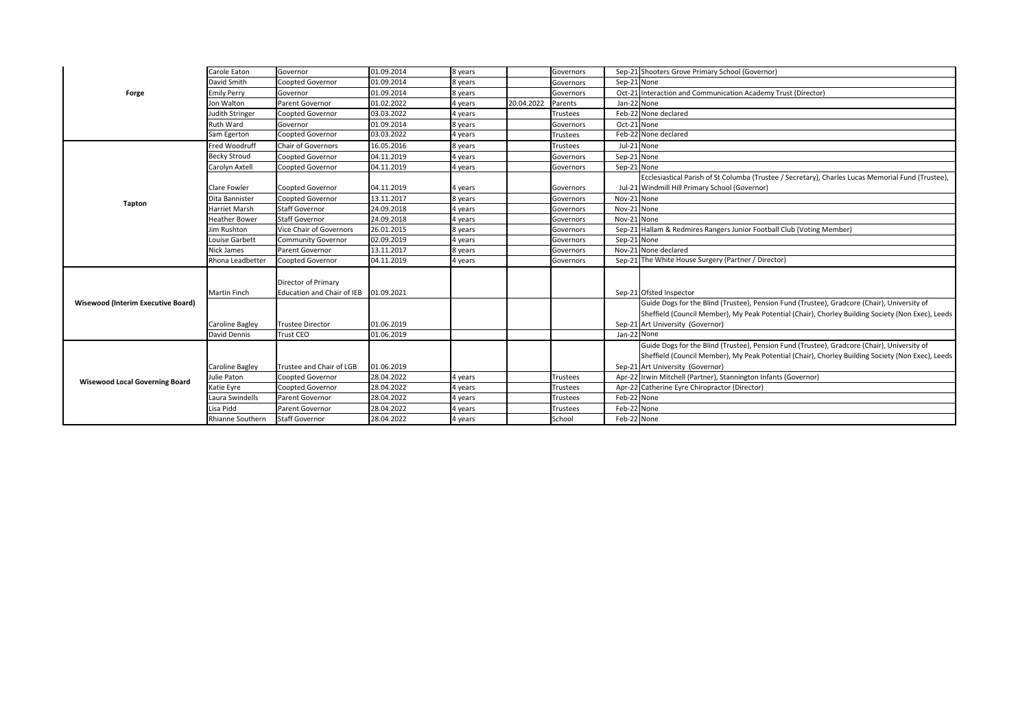| | | | | | | | | |
|---|---|---|---|---|---|---|---|---|
| **Forge** | Carole Eaton | Governor | 01.09.2014 | 8 years | | Governors | Sep-21 | Shooters Grove Primary School (Governor) |
| | David Smith | Coopted Governor | 01.09.2014 | 8 years | | Governors | Sep-21 | None |
| | Emily Perry | Governor | 01.09.2014 | 8 years | | Governors | Oct-21 | Interaction and Communication Academy Trust (Director) |
| | Jon Walton | Parent Governor | 01.02.2022 | 4 years | 20.04.2022 | Parents | Jan-22 | None |
| | Judith Stringer | Coopted Governor | 03.03.2022 | 4 years | | Trustees | Feb-22 | None declared |
| | Ruth Ward | Governor | 01.09.2014 | 8 years | | Governors | Oct-21 | None |
| | Sam Egerton | Coopted Governor | 03.03.2022 | 4 years | | Trustees | Feb-22 | None declared |
| **Tapton** | Fred Woodruff | Chair of Governors | 16.05.2016 | 8 years | | Trustees | Jul-21 | None |
| | Becky Stroud | Coopted Governor | 04.11.2019 | 4 years | | Governors | Sep-21 | None |
| | Carolyn Axtell | Coopted Governor | 04.11.2019 | 4 years | | Governors | Sep-21 | None |
| | Clare Fowler | Coopted Governor | 04.11.2019 | 4 years | | Governors | Jul-21 | Ecclesiastical Parish of St Columba (Trustee / Secretary), Charles Lucas Memorial Fund (Trustee), Windmill Hill Primary School (Governor) |
| | Dita Bannister | Coopted Governor | 13.11.2017 | 8 years | | Governors | Nov-21 | None |
| | Harriet Marsh | Staff Governor | 24.09.2018 | 4 years | | Governors | Nov-21 | None |
| | Heather Bower | Staff Governor | 24.09.2018 | 4 years | | Governors | Nov-21 | None |
| | Jim Rushton | Vice Chair of Governors | 26.01.2015 | 8 years | | Governors | Sep-21 | Hallam & Redmires Rangers Junior Football Club (Voting Member) |
| | Louise Garbett | Community Governor | 02.09.2019 | 4 years | | Governors | Sep-21 | None |
| | Nick James | Parent Governor | 13.11.2017 | 8 years | | Governors | Nov-21 | None declared |
| | Rhona Leadbetter | Coopted Governor | 04.11.2019 | 4 years | | Governors | Sep-21 | The White House Surgery (Partner / Director) |
| **Wisewood (Interim Executive Board)** | Martin Finch | Director of Primary Education and Chair of IEB | 01.09.2021 | | | | Sep-21 | Ofsted Inspector |
| | Caroline Bagley | Trustee Director | 01.06.2019 | | | | Sep-21 | Guide Dogs for the Blind (Trustee), Pension Fund (Trustee), Gradcore (Chair), University of Sheffield (Council Member), My Peak Potential (Chair), Chorley Building Society (Non Exec), Leeds Art University (Governor) |
| | David Dennis | Trust CEO | 01.06.2019 | | | | Jan-22 | None |
| **Wisewood Local Governing Board** | Caroline Bagley | Trustee and Chair of LGB | 01.06.2019 | | | | Sep-21 | Guide Dogs for the Blind (Trustee), Pension Fund (Trustee), Gradcore (Chair), University of Sheffield (Council Member), My Peak Potential (Chair), Chorley Building Society (Non Exec), Leeds Art University (Governor) |
| | Julie Paton | Coopted Governor | 28.04.2022 | 4 years | | Trustees | Apr-22 | Irwin Mitchell (Partner), Stannington Infants (Governor) |
| | Katie Eyre | Coopted Governor | 28.04.2022 | 4 years | | Trustees | Apr-22 | Catherine Eyre Chiropractor (Director) |
| | Laura Swindells | Parent Governor | 28.04.2022 | 4 years | | Trustees | Feb-22 | None |
| | Lisa Pidd | Parent Governor | 28.04.2022 | 4 years | | Trustees | Feb-22 | None |
| | Rhianne Southern | Staff Governor | 28.04.2022 | 4 years | | School | Feb-22 | None |